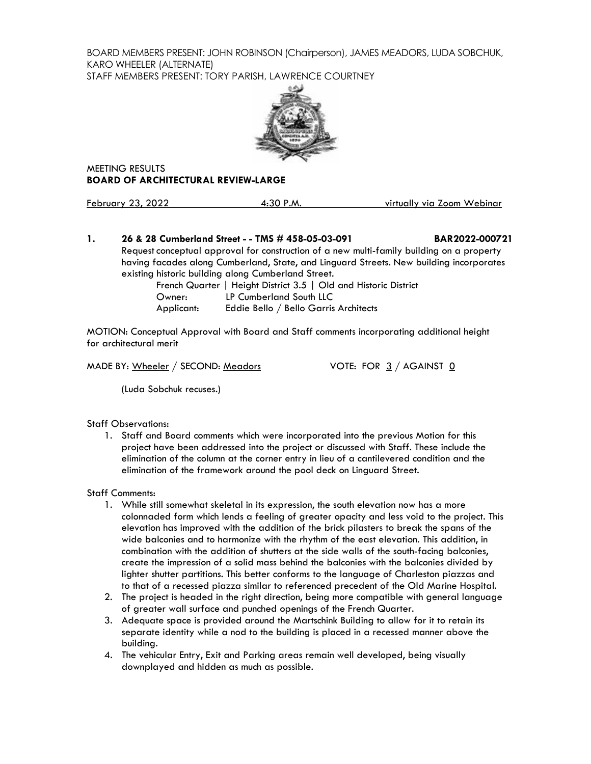BOARD MEMBERS PRESENT: JOHN ROBINSON (Chairperson), JAMES MEADORS, LUDA SOBCHUK, KARO WHEELER (ALTERNATE)
STAFF MEMBERS PRESENT: TORY PARISH, LAWRENCE COURTNEY

MEETING RESULTS
**BOARD OF ARCHITECTURAL REVIEW-LARGE**

February 23, 2022 4:30 P.M. virtually via Zoom Webinar

**1. 26 & 28 Cumberland Street - - TMS # 458-05-03-091 BAR2022-000721**

Request conceptual approval for construction of a new multi-family building on a property having facades along Cumberland, State, and Linguard Streets. New building incorporates existing historic building along Cumberland Street.

French Quarter | Height District 3.5 | Old and Historic District
Owner: LP Cumberland South LLC
Applicant: Eddie Bello / Bello Garris Architects

MOTION: Conceptual Approval with Board and Staff comments incorporating additional height for architectural merit

MADE BY: Wheeler / SECOND: Meadors VOTE: FOR 3 / AGAINST 0

(Luda Sobchuk recuses.)

Staff Observations:

1. Staff and Board comments which were incorporated into the previous Motion for this project have been addressed into the project or discussed with Staff. These include the elimination of the column at the corner entry in lieu of a cantilevered condition and the elimination of the framework around the pool deck on Linguard Street.

Staff Comments:

1. While still somewhat skeletal in its expression, the south elevation now has a more colonnaded form which lends a feeling of greater opacity and less void to the project. This elevation has improved with the addition of the brick pilasters to break the spans of the wide balconies and to harmonize with the rhythm of the east elevation. This addition, in combination with the addition of shutters at the side walls of the south-facing balconies, create the impression of a solid mass behind the balconies with the balconies divided by lighter shutter partitions. This better conforms to the language of Charleston piazzas and to that of a recessed piazza similar to referenced precedent of the Old Marine Hospital.
2. The project is headed in the right direction, being more compatible with general language of greater wall surface and punched openings of the French Quarter.
3. Adequate space is provided around the Martschink Building to allow for it to retain its separate identity while a nod to the building is placed in a recessed manner above the building.
4. The vehicular Entry, Exit and Parking areas remain well developed, being visually downplayed and hidden as much as possible.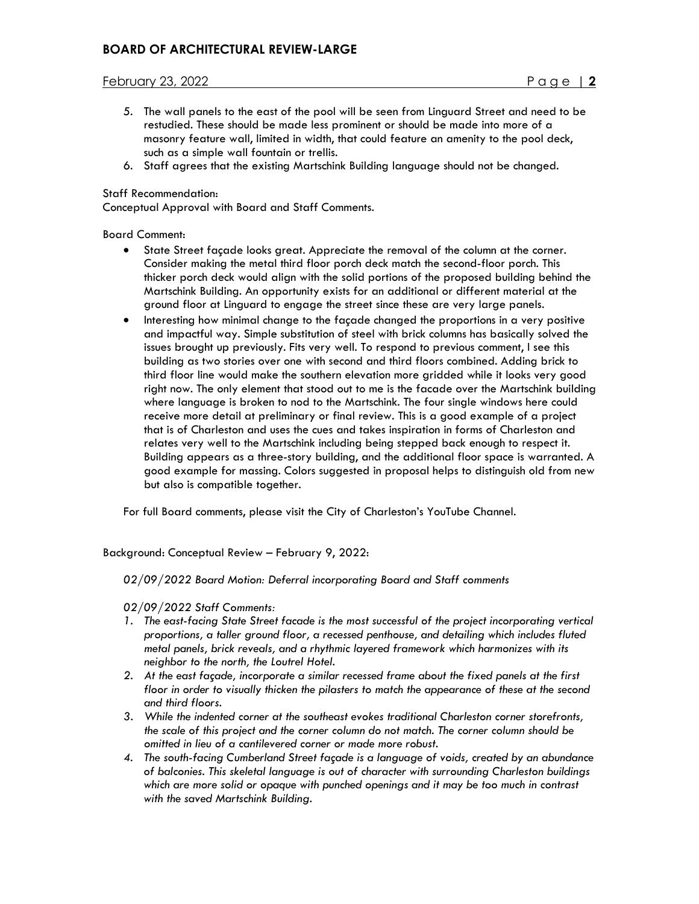5. The wall panels to the east of the pool will be seen from Linguard Street and need to be restudied. These should be made less prominent or should be made into more of a masonry feature wall, limited in width, that could feature an amenity to the pool deck, such as a simple wall fountain or trellis.
6. Staff agrees that the existing Martschink Building language should not be changed.

Staff Recommendation:
Conceptual Approval with Board and Staff Comments.

Board Comment:

- State Street façade looks great. Appreciate the removal of the column at the corner. Consider making the metal third floor porch deck match the second-floor porch. This thicker porch deck would align with the solid portions of the proposed building behind the Martschink Building. An opportunity exists for an additional or different material at the ground floor at Linguard to engage the street since these are very large panels.
- Interesting how minimal change to the façade changed the proportions in a very positive and impactful way. Simple substitution of steel with brick columns has basically solved the issues brought up previously. Fits very well. To respond to previous comment, I see this building as two stories over one with second and third floors combined. Adding brick to third floor line would make the southern elevation more gridded while it looks very good right now. The only element that stood out to me is the facade over the Martschink building where language is broken to nod to the Martschink. The four single windows here could receive more detail at preliminary or final review. This is a good example of a project that is of Charleston and uses the cues and takes inspiration in forms of Charleston and relates very well to the Martschink including being stepped back enough to respect it. Building appears as a three-story building, and the additional floor space is warranted. A good example for massing. Colors suggested in proposal helps to distinguish old from new but also is compatible together.

For full Board comments, please visit the City of Charleston's YouTube Channel.

Background: Conceptual Review – February 9, 2022:

*02/09/2022 Board Motion: Deferral incorporating Board and Staff comments*

*02/09/2022 Staff Comments:*

1. *The east-facing State Street facade is the most successful of the project incorporating vertical proportions, a taller ground floor, a recessed penthouse, and detailing which includes fluted metal panels, brick reveals, and a rhythmic layered framework which harmonizes with its neighbor to the north, the Loutrel Hotel.*
2. *At the east façade, incorporate a similar recessed frame about the fixed panels at the first floor in order to visually thicken the pilasters to match the appearance of these at the second and third floors.*
3. *While the indented corner at the southeast evokes traditional Charleston corner storefronts, the scale of this project and the corner column do not match. The corner column should be omitted in lieu of a cantilevered corner or made more robust.*
4. *The south-facing Cumberland Street façade is a language of voids, created by an abundance of balconies. This skeletal language is out of character with surrounding Charleston buildings which are more solid or opaque with punched openings and it may be too much in contrast with the saved Martschink Building.*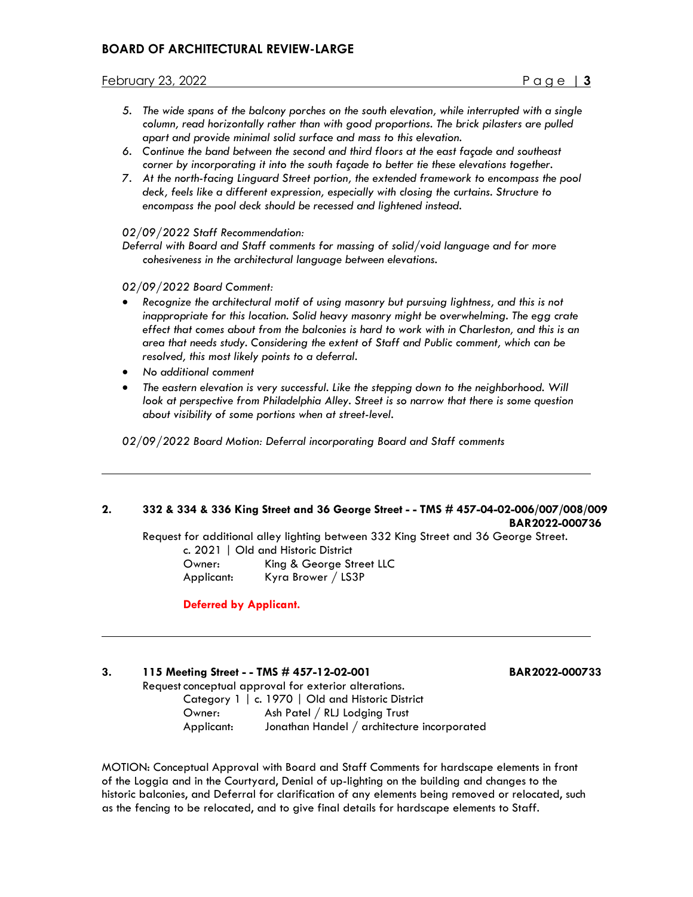5. *The wide spans of the balcony porches on the south elevation, while interrupted with a single column, read horizontally rather than with good proportions. The brick pilasters are pulled apart and provide minimal solid surface and mass to this elevation.*
6. *Continue the band between the second and third floors at the east façade and southeast corner by incorporating it into the south façade to better tie these elevations together.*
7. *At the north-facing Linguard Street portion, the extended framework to encompass the pool deck, feels like a different expression, especially with closing the curtains. Structure to encompass the pool deck should be recessed and lightened instead.*

*02/09/2022 Staff Recommendation:*

*Deferral with Board and Staff comments for massing of solid/void language and for more cohesiveness in the architectural language between elevations.*

*02/09/2022 Board Comment:*

- *Recognize the architectural motif of using masonry but pursuing lightness, and this is not inappropriate for this location. Solid heavy masonry might be overwhelming. The egg crate effect that comes about from the balconies is hard to work with in Charleston, and this is an area that needs study. Considering the extent of Staff and Public comment, which can be resolved, this most likely points to a deferral.*
- *No additional comment*
- *The eastern elevation is very successful. Like the stepping down to the neighborhood. Will look at perspective from Philadelphia Alley. Street is so narrow that there is some question about visibility of some portions when at street-level.*

*02/09/2022 Board Motion: Deferral incorporating Board and Staff comments*

---

**2. 332 & 334 & 336 King Street and 36 George Street - - TMS # 457-04-02-006/007/008/009 BAR2022-000736**

Request for additional alley lighting between 332 King Street and 36 George Street.

c. 2021 | Old and Historic District

Owner: King & George Street LLC

Applicant: Kyra Brower / LS3P

**Deferred by Applicant.**

---

**3. 115 Meeting Street - - TMS # 457-12-02-001 BAR2022-000733**

Request conceptual approval for exterior alterations.

Category 1 | c. 1970 | Old and Historic District

Owner: Ash Patel / RLJ Lodging Trust

Applicant: Jonathan Handel / architecture incorporated

MOTION: Conceptual Approval with Board and Staff Comments for hardscape elements in front of the Loggia and in the Courtyard, Denial of up-lighting on the building and changes to the historic balconies, and Deferral for clarification of any elements being removed or relocated, such as the fencing to be relocated, and to give final details for hardscape elements to Staff.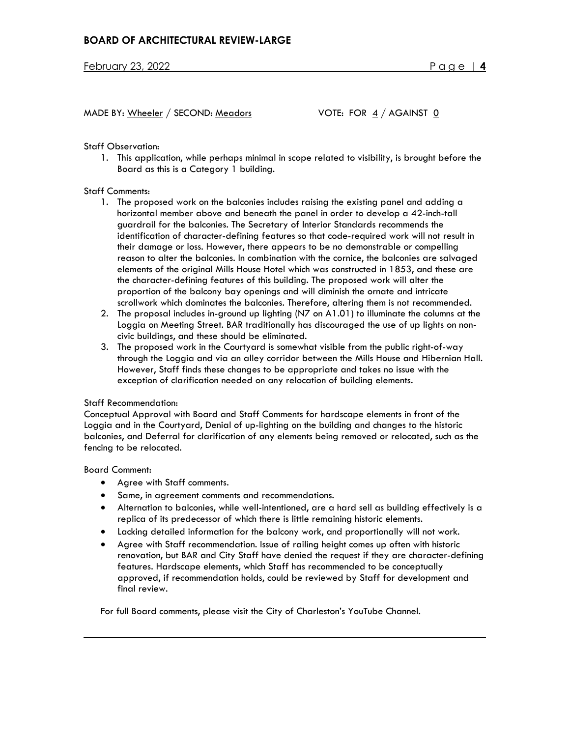MADE BY: Wheeler / SECOND: Meadors VOTE: FOR 4 / AGAINST 0

Staff Observation:

1. This application, while perhaps minimal in scope related to visibility, is brought before the Board as this is a Category 1 building.

Staff Comments:

1. The proposed work on the balconies includes raising the existing panel and adding a horizontal member above and beneath the panel in order to develop a 42-inch-tall guardrail for the balconies. The Secretary of Interior Standards recommends the identification of character-defining features so that code-required work will not result in their damage or loss. However, there appears to be no demonstrable or compelling reason to alter the balconies. In combination with the cornice, the balconies are salvaged elements of the original Mills House Hotel which was constructed in 1853, and these are the character-defining features of this building. The proposed work will alter the proportion of the balcony bay openings and will diminish the ornate and intricate scrollwork which dominates the balconies. Therefore, altering them is not recommended.
2. The proposal includes in-ground up lighting (N7 on A1.01) to illuminate the columns at the Loggia on Meeting Street. BAR traditionally has discouraged the use of up lights on non-civic buildings, and these should be eliminated.
3. The proposed work in the Courtyard is somewhat visible from the public right-of-way through the Loggia and via an alley corridor between the Mills House and Hibernian Hall. However, Staff finds these changes to be appropriate and takes no issue with the exception of clarification needed on any relocation of building elements.

Staff Recommendation:
Conceptual Approval with Board and Staff Comments for hardscape elements in front of the Loggia and in the Courtyard, Denial of up-lighting on the building and changes to the historic balconies, and Deferral for clarification of any elements being removed or relocated, such as the fencing to be relocated.

Board Comment:

- Agree with Staff comments.
- Same, in agreement comments and recommendations.
- Alternation to balconies, while well-intentioned, are a hard sell as building effectively is a replica of its predecessor of which there is little remaining historic elements.
- Lacking detailed information for the balcony work, and proportionally will not work.
- Agree with Staff recommendation. Issue of railing height comes up often with historic renovation, but BAR and City Staff have denied the request if they are character-defining features. Hardscape elements, which Staff has recommended to be conceptually approved, if recommendation holds, could be reviewed by Staff for development and final review.

For full Board comments, please visit the City of Charleston's YouTube Channel.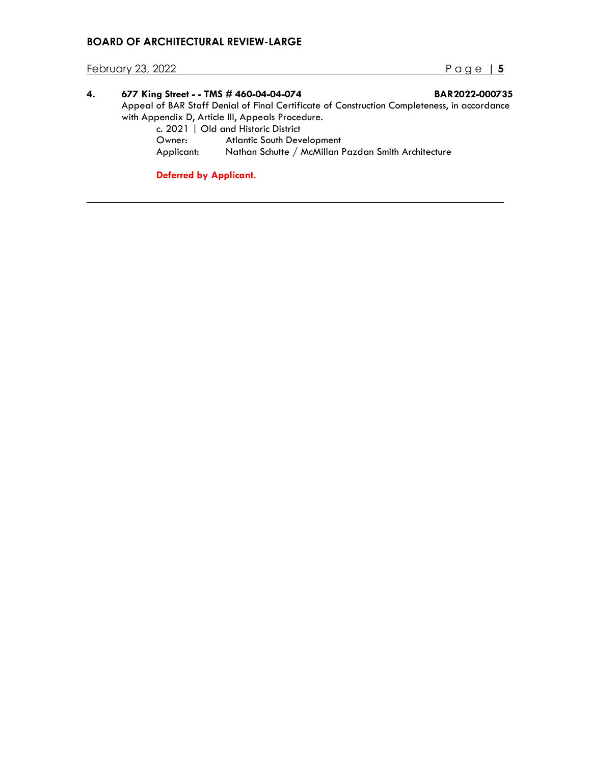**4. 677 King Street - - TMS # 460-04-04-074 BAR2022-000735**

Appeal of BAR Staff Denial of Final Certificate of Construction Completeness, in accordance with Appendix D, Article III, Appeals Procedure.

c. 2021 | Old and Historic District
Owner: Atlantic South Development
Applicant: Nathan Schutte / McMillan Pazdan Smith Architecture

**Deferred by Applicant.**